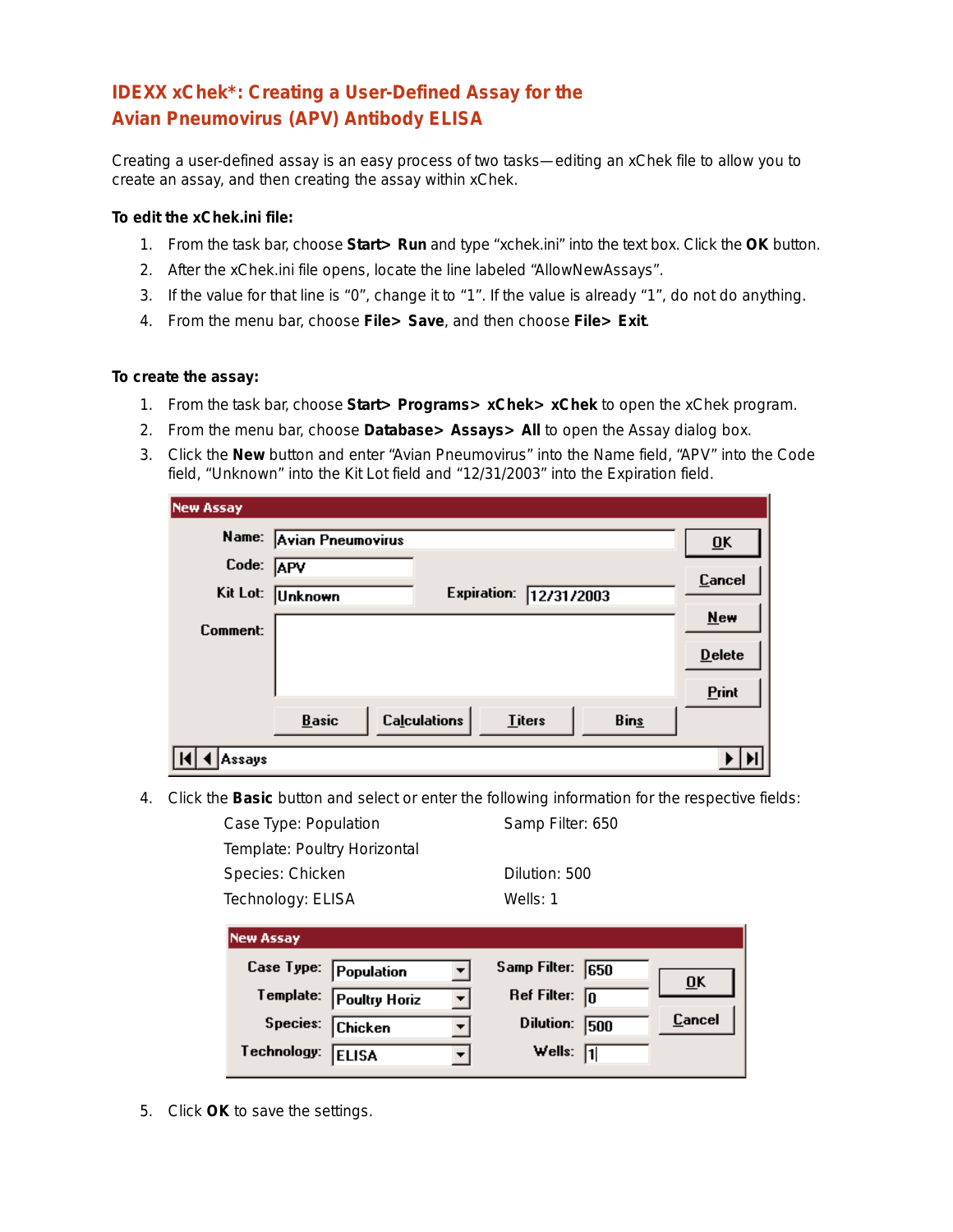# IDEXX xChek*: Creating a User-Defined Assay for the Avian Pneumovirus (APV) Antibody ELISA

Creating a user-defined assay is an easy process of two tasks—editing an xChek file to allow you to create an assay, and then creating the assay within xChek.

**To edit the xChek.ini file:**

1. From the task bar, choose **Start> Run** and type "xchek.ini" into the text box. Click the **OK** button.
2. After the xChek.ini file opens, locate the line labeled "AllowNewAssays".
3. If the value for that line is "0", change it to "1". If the value is already "1", do not do anything.
4. From the menu bar, choose **File> Save**, and then choose **File> Exit**.

**To create the assay:**

1. From the task bar, choose **Start> Programs> xChek> xChek** to open the xChek program.
2. From the menu bar, choose **Database> Assays> All** to open the Assay dialog box.
3. Click the **New** button and enter "Avian Pneumovirus" into the Name field, "APV" into the Code field, "Unknown" into the Kit Lot field and "12/31/2003" into the Expiration field.

4. Click the **Basic** button and select or enter the following information for the respective fields:

   Case Type: Population
   Template: Poultry Horizontal
   Species: Chicken
   Technology: ELISA
   Samp Filter: 650
   Dilution: 500
   Wells: 1

5. Click **OK** to save the settings.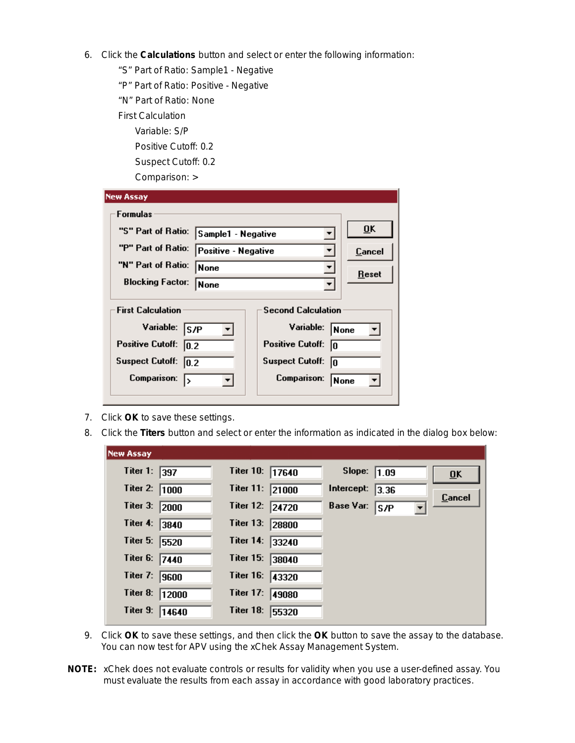6. Click the **Calculations** button and select or enter the following information:
   - "S" Part of Ratio: Sample1 - Negative
   - "P" Part of Ratio: Positive - Negative
   - "N" Part of Ratio: None
   - First Calculation
     - Variable: S/P
     - Positive Cutoff: 0.2
     - Suspect Cutoff: 0.2
     - Comparison: >

**New Assay**

**Formulas**

| Field | Value |
|---|---|
| "S" Part of Ratio: | Sample1 - Negative |
| "P" Part of Ratio: | Positive - Negative |
| "N" Part of Ratio: | None |
| Blocking Factor: | None |

| First Calculation | | Second Calculation | |
|---|---|---|---|
| Variable: | S/P | Variable: | None |
| Positive Cutoff: | 0.2 | Positive Cutoff: | 0 |
| Suspect Cutoff: | 0.2 | Suspect Cutoff: | 0 |
| Comparison: | > | Comparison: | None |

OK | Cancel | Reset

7. Click **OK** to save these settings.
8. Click the **Titers** button and select or enter the information as indicated in the dialog box below:

**New Assay**

| Titer | Value | Titer | Value | Parameter | Value |
|---|---|---|---|---|---|
| Titer 1: | 397 | Titer 10: | 17640 | Slope: | 1.09 |
| Titer 2: | 1000 | Titer 11: | 21000 | Intercept: | 3.36 |
| Titer 3: | 2000 | Titer 12: | 24720 | Base Var: | S/P |
| Titer 4: | 3840 | Titer 13: | 28800 | | |
| Titer 5: | 5520 | Titer 14: | 33240 | | |
| Titer 6: | 7440 | Titer 15: | 38040 | | |
| Titer 7: | 9600 | Titer 16: | 43320 | | |
| Titer 8: | 12000 | Titer 17: | 49080 | | |
| Titer 9: | 14640 | Titer 18: | 55320 | | |

OK | Cancel

9. Click **OK** to save these settings, and then click the **OK** button to save the assay to the database. You can now test for APV using the xChek Assay Management System.

**NOTE:** xChek does not evaluate controls or results for validity when you use a user-defined assay. You must evaluate the results from each assay in accordance with good laboratory practices.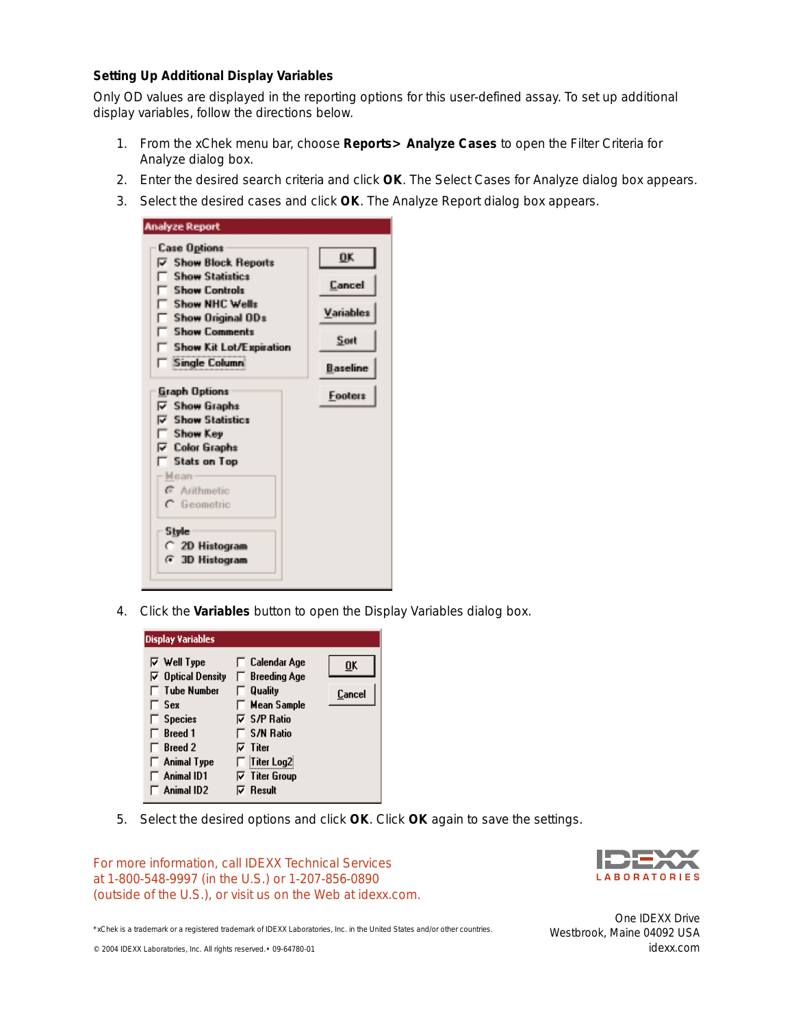### Setting Up Additional Display Variables

Only OD values are displayed in the reporting options for this user-defined assay. To set up additional display variables, follow the directions below.

1. From the xChek menu bar, choose **Reports> Analyze Cases** to open the Filter Criteria for Analyze dialog box.
2. Enter the desired search criteria and click **OK**. The Select Cases for Analyze dialog box appears.
3. Select the desired cases and click **OK**. The Analyze Report dialog box appears.

Analyze Report

Case Options
- [x] Show Block Reports
- [ ] Show Statistics
- [ ] Show Controls
- [ ] Show NHC Wells
- [ ] Show Original ODs
- [ ] Show Comments
- [ ] Show Kit Lot/Expiration
- [ ] Single Column

Graph Options
- [x] Show Graphs
- [x] Show Statistics
- [ ] Show Key
- [x] Color Graphs
- [ ] Stats on Top

Mean
- (•) Arithmetic
- ( ) Geometric

Style
- ( ) 2D Histogram
- (•) 3D Histogram

OK | Cancel | Variables | Sort | Baseline | Footers

4. Click the **Variables** button to open the Display Variables dialog box.

Display Variables

| | | |
|---|---|---|
| [x] Well Type | [ ] Calendar Age | OK |
| [x] Optical Density | [ ] Breeding Age | Cancel |
| [ ] Tube Number | [ ] Quality | |
| [ ] Sex | [ ] Mean Sample | |
| [ ] Species | [x] S/P Ratio | |
| [ ] Breed 1 | [ ] S/N Ratio | |
| [ ] Breed 2 | [x] Titer | |
| [ ] Animal Type | [ ] Titer Log2 | |
| [ ] Animal ID1 | [x] Titer Group | |
| [ ] Animal ID2 | [x] Result | |

5. Select the desired options and click **OK**. Click **OK** again to save the settings.

For more information, call IDEXX Technical Services at 1-800-548-9997 (in the U.S.) or 1-207-856-0890 (outside of the U.S.), or visit us on the Web at idexx.com.

IDEXX LABORATORIES

*xChek is a trademark or a registered trademark of IDEXX Laboratories, Inc. in the United States and/or other countries.

© 2004 IDEXX Laboratories, Inc. All rights reserved.• 09-64780-01

One IDEXX Drive
Westbrook, Maine 04092 USA
idexx.com